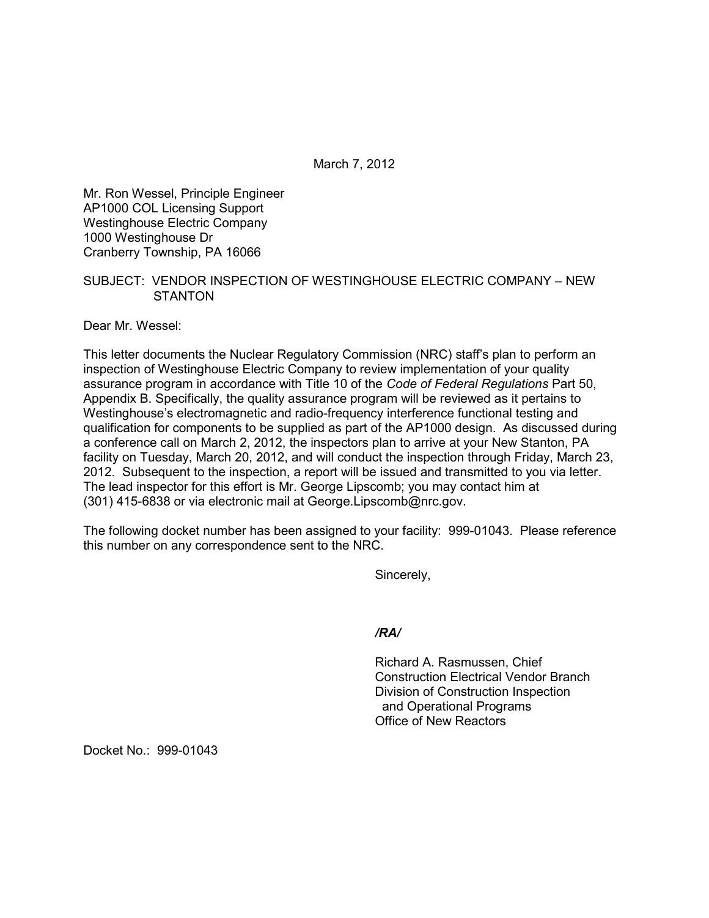March 7, 2012

Mr. Ron Wessel, Principle Engineer
AP1000 COL Licensing Support
Westinghouse Electric Company
1000 Westinghouse Dr
Cranberry Township, PA 16066

SUBJECT: VENDOR INSPECTION OF WESTINGHOUSE ELECTRIC COMPANY – NEW STANTON

Dear Mr. Wessel:

This letter documents the Nuclear Regulatory Commission (NRC) staff's plan to perform an inspection of Westinghouse Electric Company to review implementation of your quality assurance program in accordance with Title 10 of the *Code of Federal Regulations* Part 50, Appendix B. Specifically, the quality assurance program will be reviewed as it pertains to Westinghouse's electromagnetic and radio-frequency interference functional testing and qualification for components to be supplied as part of the AP1000 design. As discussed during a conference call on March 2, 2012, the inspectors plan to arrive at your New Stanton, PA facility on Tuesday, March 20, 2012, and will conduct the inspection through Friday, March 23, 2012. Subsequent to the inspection, a report will be issued and transmitted to you via letter. The lead inspector for this effort is Mr. George Lipscomb; you may contact him at (301) 415-6838 or via electronic mail at George.Lipscomb@nrc.gov.

The following docket number has been assigned to your facility: 999-01043. Please reference this number on any correspondence sent to the NRC.

Sincerely,

***/RA/***

Richard A. Rasmussen, Chief
Construction Electrical Vendor Branch
Division of Construction Inspection
and Operational Programs
Office of New Reactors

Docket No.: 999-01043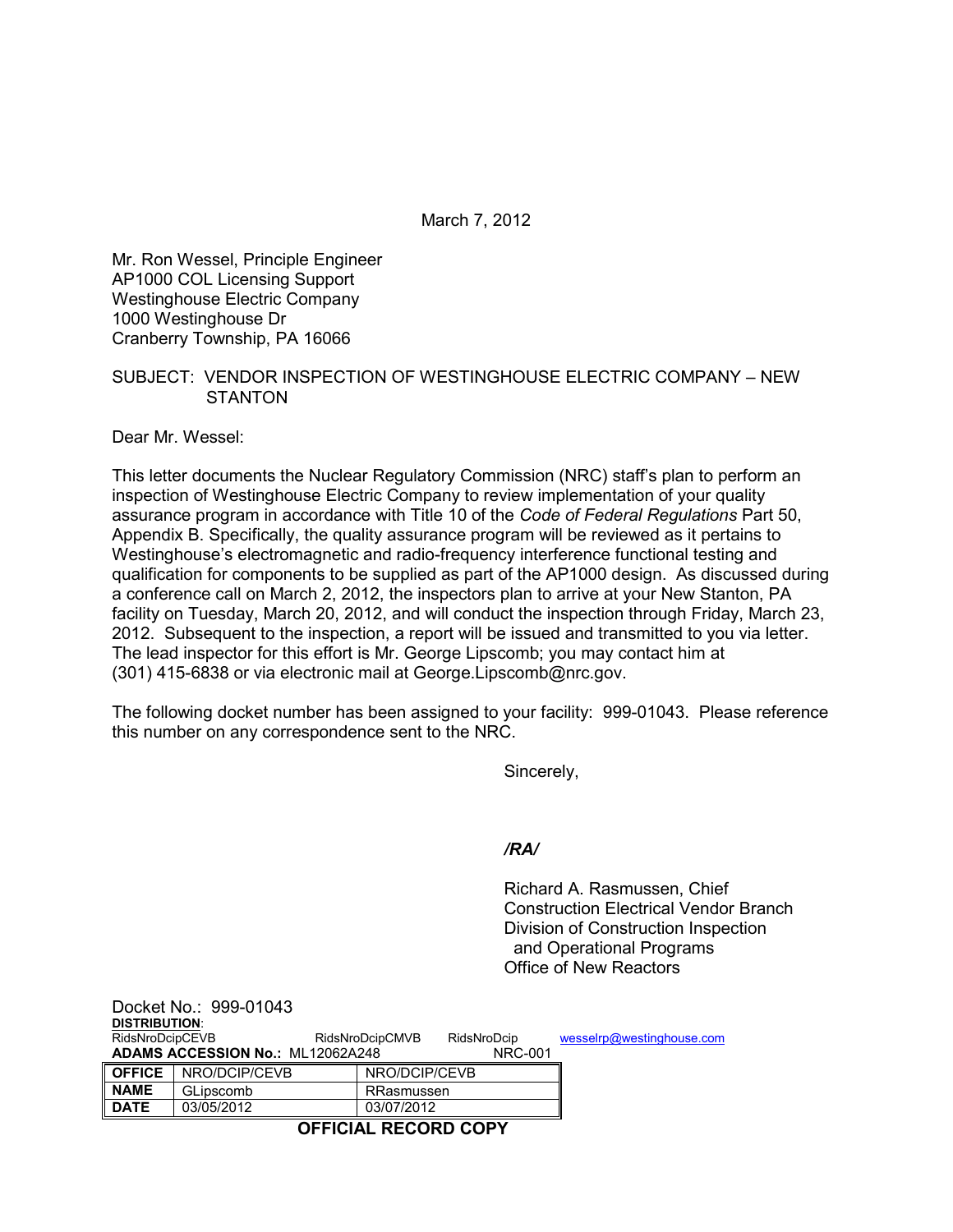March 7, 2012

Mr. Ron Wessel, Principle Engineer
AP1000 COL Licensing Support
Westinghouse Electric Company
1000 Westinghouse Dr
Cranberry Township, PA 16066

SUBJECT: VENDOR INSPECTION OF WESTINGHOUSE ELECTRIC COMPANY – NEW STANTON

Dear Mr. Wessel:

This letter documents the Nuclear Regulatory Commission (NRC) staff's plan to perform an inspection of Westinghouse Electric Company to review implementation of your quality assurance program in accordance with Title 10 of the *Code of Federal Regulations* Part 50, Appendix B. Specifically, the quality assurance program will be reviewed as it pertains to Westinghouse's electromagnetic and radio-frequency interference functional testing and qualification for components to be supplied as part of the AP1000 design. As discussed during a conference call on March 2, 2012, the inspectors plan to arrive at your New Stanton, PA facility on Tuesday, March 20, 2012, and will conduct the inspection through Friday, March 23, 2012. Subsequent to the inspection, a report will be issued and transmitted to you via letter. The lead inspector for this effort is Mr. George Lipscomb; you may contact him at (301) 415-6838 or via electronic mail at George.Lipscomb@nrc.gov.

The following docket number has been assigned to your facility: 999-01043. Please reference this number on any correspondence sent to the NRC.

Sincerely,

*/RA/*

Richard A. Rasmussen, Chief
Construction Electrical Vendor Branch
Division of Construction Inspection
and Operational Programs
Office of New Reactors

Docket No.: 999-01043

**DISTRIBUTION**:
RidsNroDcipCEVB RidsNroDcipCMVB RidsNroDcip wesselrp@westinghouse.com

**ADAMS ACCESSION No.:** ML12062A248 NRC-001

| | | |
|---|---|---|
| **OFFICE** | NRO/DCIP/CEVB | NRO/DCIP/CEVB |
| **NAME** | GLipscomb | RRasmussen |
| **DATE** | 03/05/2012 | 03/07/2012 |

**OFFICIAL RECORD COPY**